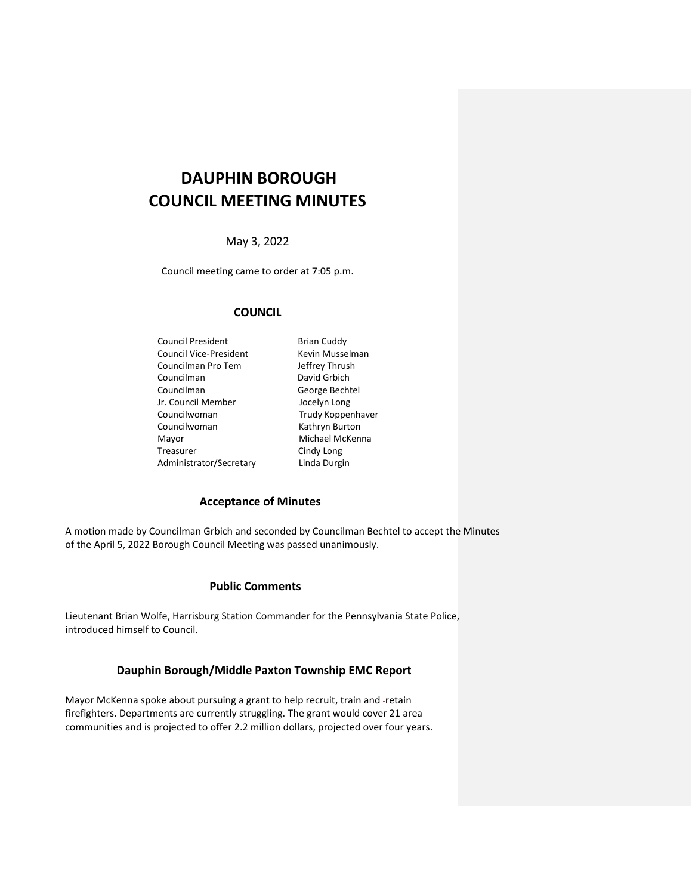# DAUPHIN BOROUGH
# COUNCIL MEETING MINUTES

May 3, 2022

Council meeting came to order at 7:05 p.m.

## COUNCIL

| | |
|---|---|
| Council President | Brian Cuddy |
| Council Vice-President | Kevin Musselman |
| Councilman Pro Tem | Jeffrey Thrush |
| Councilman | David Grbich |
| Councilman | George Bechtel |
| Jr. Council Member | Jocelyn Long |
| Councilwoman | Trudy Koppenhaver |
| Councilwoman | Kathryn Burton |
| Mayor | Michael McKenna |
| Treasurer | Cindy Long |
| Administrator/Secretary | Linda Durgin |

## Acceptance of Minutes

A motion made by Councilman Grbich and seconded by Councilman Bechtel to accept the Minutes of the April 5, 2022 Borough Council Meeting was passed unanimously.

## Public Comments

Lieutenant Brian Wolfe, Harrisburg Station Commander for the Pennsylvania State Police, introduced himself to Council.

## Dauphin Borough/Middle Paxton Township EMC Report

Mayor McKenna spoke about pursuing a grant to help recruit, train and retain firefighters. Departments are currently struggling. The grant would cover 21 area communities and is projected to offer 2.2 million dollars, projected over four years.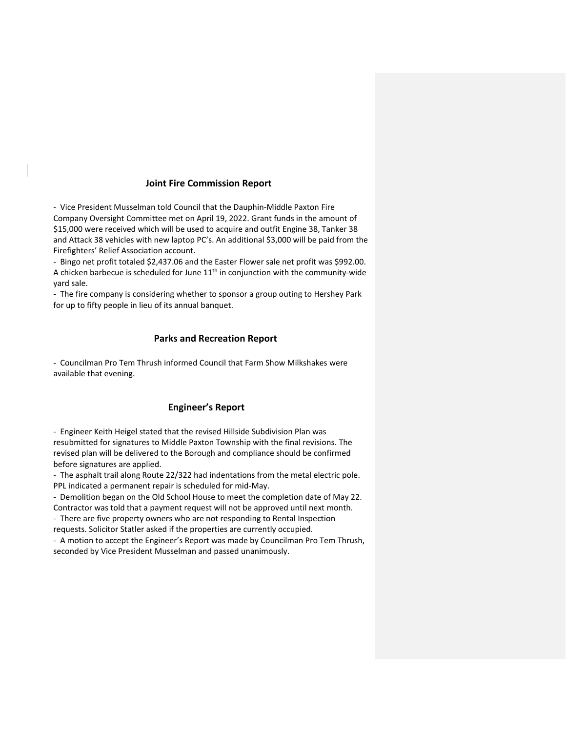## Joint Fire Commission Report

- Vice President Musselman told Council that the Dauphin-Middle Paxton Fire Company Oversight Committee met on April 19, 2022. Grant funds in the amount of $15,000 were received which will be used to acquire and outfit Engine 38, Tanker 38 and Attack 38 vehicles with new laptop PC's. An additional $3,000 will be paid from the Firefighters' Relief Association account.
- Bingo net profit totaled $2,437.06 and the Easter Flower sale net profit was $992.00. A chicken barbecue is scheduled for June 11th in conjunction with the community-wide yard sale.
- The fire company is considering whether to sponsor a group outing to Hershey Park for up to fifty people in lieu of its annual banquet.

## Parks and Recreation Report

- Councilman Pro Tem Thrush informed Council that Farm Show Milkshakes were available that evening.

## Engineer's Report

- Engineer Keith Heigel stated that the revised Hillside Subdivision Plan was resubmitted for signatures to Middle Paxton Township with the final revisions. The revised plan will be delivered to the Borough and compliance should be confirmed before signatures are applied.
- The asphalt trail along Route 22/322 had indentations from the metal electric pole. PPL indicated a permanent repair is scheduled for mid-May.
- Demolition began on the Old School House to meet the completion date of May 22. Contractor was told that a payment request will not be approved until next month.
- There are five property owners who are not responding to Rental Inspection requests. Solicitor Statler asked if the properties are currently occupied.
- A motion to accept the Engineer's Report was made by Councilman Pro Tem Thrush, seconded by Vice President Musselman and passed unanimously.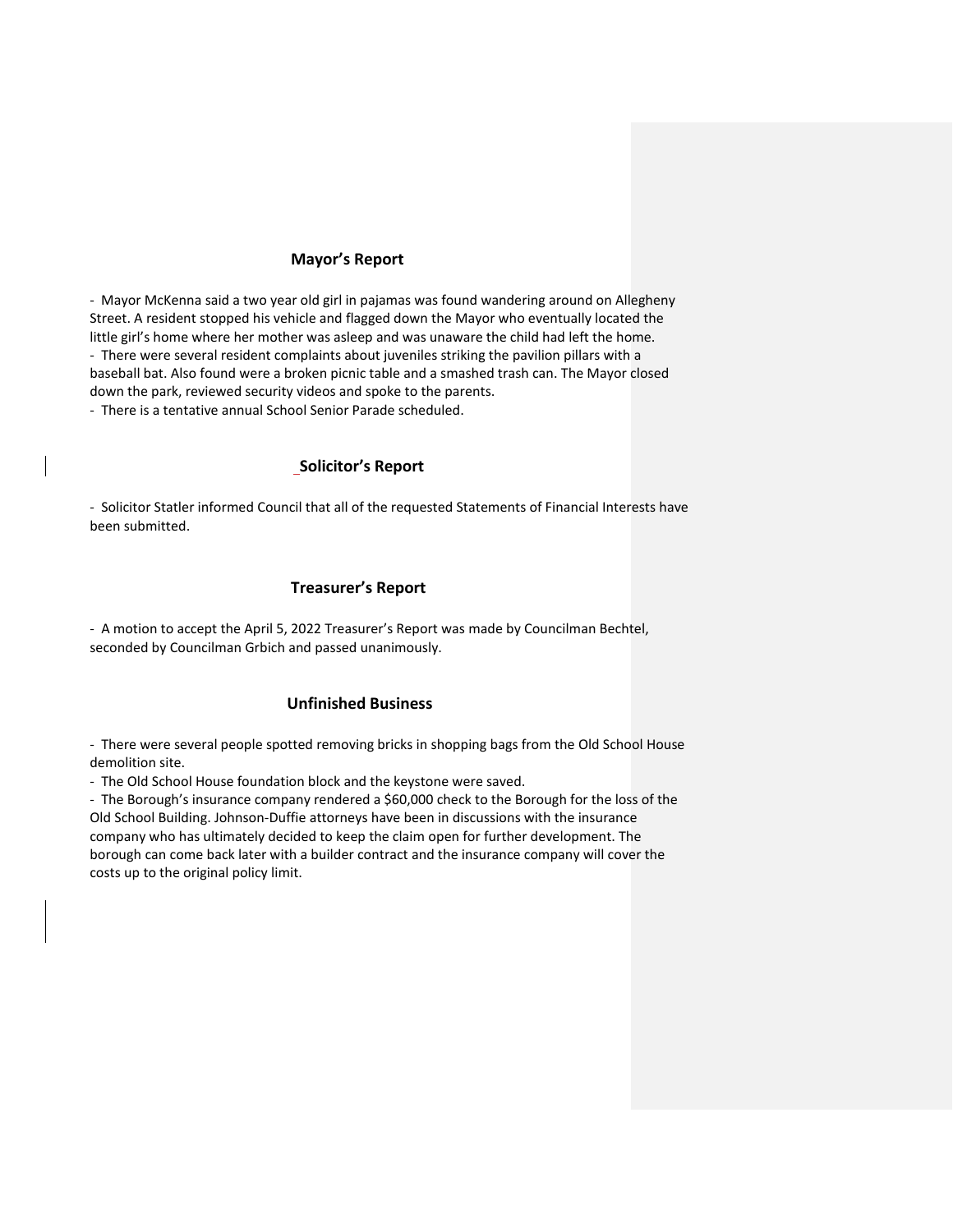## Mayor's Report

- Mayor McKenna said a two year old girl in pajamas was found wandering around on Allegheny Street. A resident stopped his vehicle and flagged down the Mayor who eventually located the little girl's home where her mother was asleep and was unaware the child had left the home.
- There were several resident complaints about juveniles striking the pavilion pillars with a baseball bat. Also found were a broken picnic table and a smashed trash can. The Mayor closed down the park, reviewed security videos and spoke to the parents.
- There is a tentative annual School Senior Parade scheduled.

## Solicitor's Report

- Solicitor Statler informed Council that all of the requested Statements of Financial Interests have been submitted.

## Treasurer's Report

- A motion to accept the April 5, 2022 Treasurer's Report was made by Councilman Bechtel, seconded by Councilman Grbich and passed unanimously.

## Unfinished Business

- There were several people spotted removing bricks in shopping bags from the Old School House demolition site.
- The Old School House foundation block and the keystone were saved.
- The Borough's insurance company rendered a $60,000 check to the Borough for the loss of the Old School Building. Johnson-Duffie attorneys have been in discussions with the insurance company who has ultimately decided to keep the claim open for further development. The borough can come back later with a builder contract and the insurance company will cover the costs up to the original policy limit.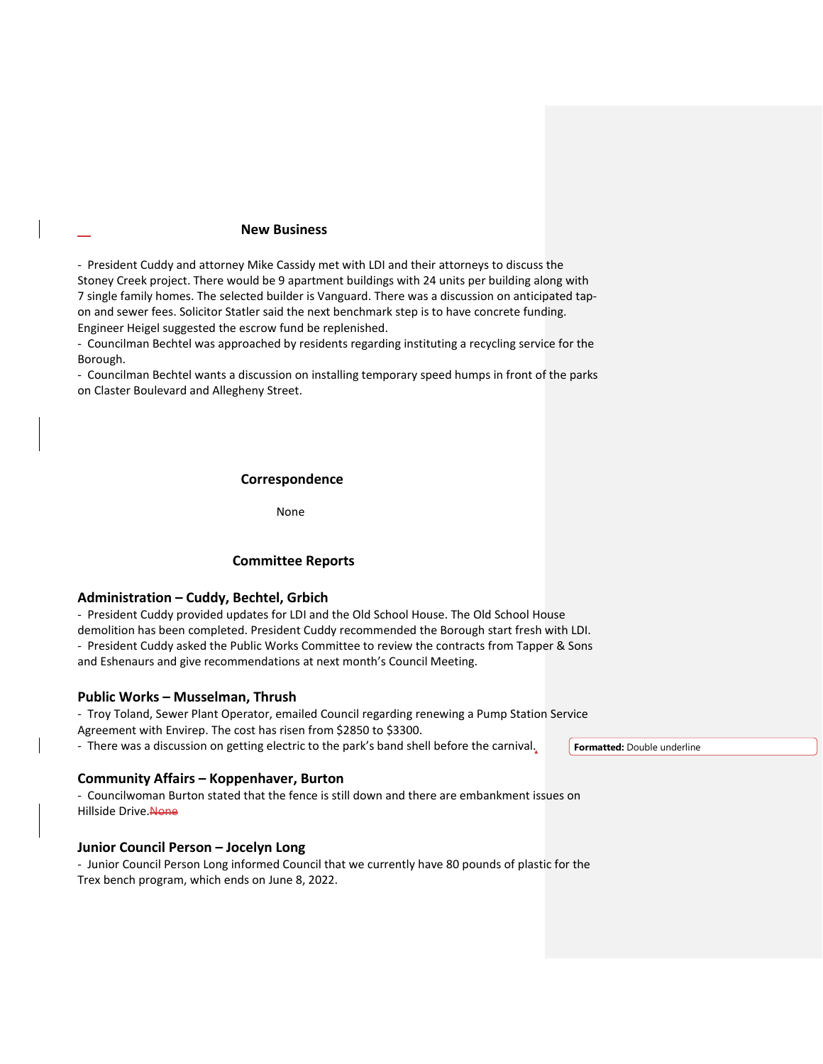## New Business

- President Cuddy and attorney Mike Cassidy met with LDI and their attorneys to discuss the Stoney Creek project. There would be 9 apartment buildings with 24 units per building along with 7 single family homes. The selected builder is Vanguard. There was a discussion on anticipated tap-on and sewer fees. Solicitor Statler said the next benchmark step is to have concrete funding. Engineer Heigel suggested the escrow fund be replenished.
- Councilman Bechtel was approached by residents regarding instituting a recycling service for the Borough.
- Councilman Bechtel wants a discussion on installing temporary speed humps in front of the parks on Claster Boulevard and Allegheny Street.

## Correspondence

None

## Committee Reports

### Administration – Cuddy, Bechtel, Grbich

- President Cuddy provided updates for LDI and the Old School House. The Old School House demolition has been completed. President Cuddy recommended the Borough start fresh with LDI.
- President Cuddy asked the Public Works Committee to review the contracts from Tapper & Sons and Eshenaurs and give recommendations at next month's Council Meeting.

### Public Works – Musselman, Thrush

- Troy Toland, Sewer Plant Operator, emailed Council regarding renewing a Pump Station Service Agreement with Envirep. The cost has risen from $2850 to $3300.
- There was a discussion on getting electric to the park's band shell before the carnival.

### Community Affairs – Koppenhaver, Burton

- Councilwoman Burton stated that the fence is still down and there are embankment issues on Hillside Drive.

### Junior Council Person – Jocelyn Long

- Junior Council Person Long informed Council that we currently have 80 pounds of plastic for the Trex bench program, which ends on June 8, 2022.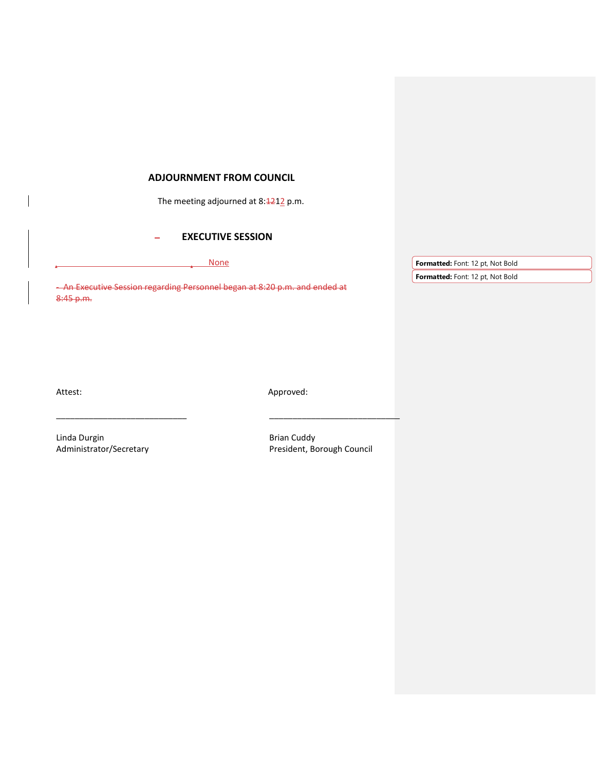## ADJOURNMENT FROM COUNCIL

The meeting adjourned at 8:~~12~~12 p.m.

## EXECUTIVE SESSION

None

~~An Executive Session regarding Personnel began at 8:20 p.m. and ended at 8:45 p.m.~~

Formatted: Font: 12 pt, Not Bold

Formatted: Font: 12 pt, Not Bold

Attest:

\_\_\_\_\_\_\_\_\_\_\_\_\_\_\_\_\_\_\_\_\_\_\_\_\_\_\_\_

Linda Durgin
Administrator/Secretary

Approved:

\_\_\_\_\_\_\_\_\_\_\_\_\_\_\_\_\_\_\_\_\_\_\_\_\_\_\_\_

Brian Cuddy
President, Borough Council